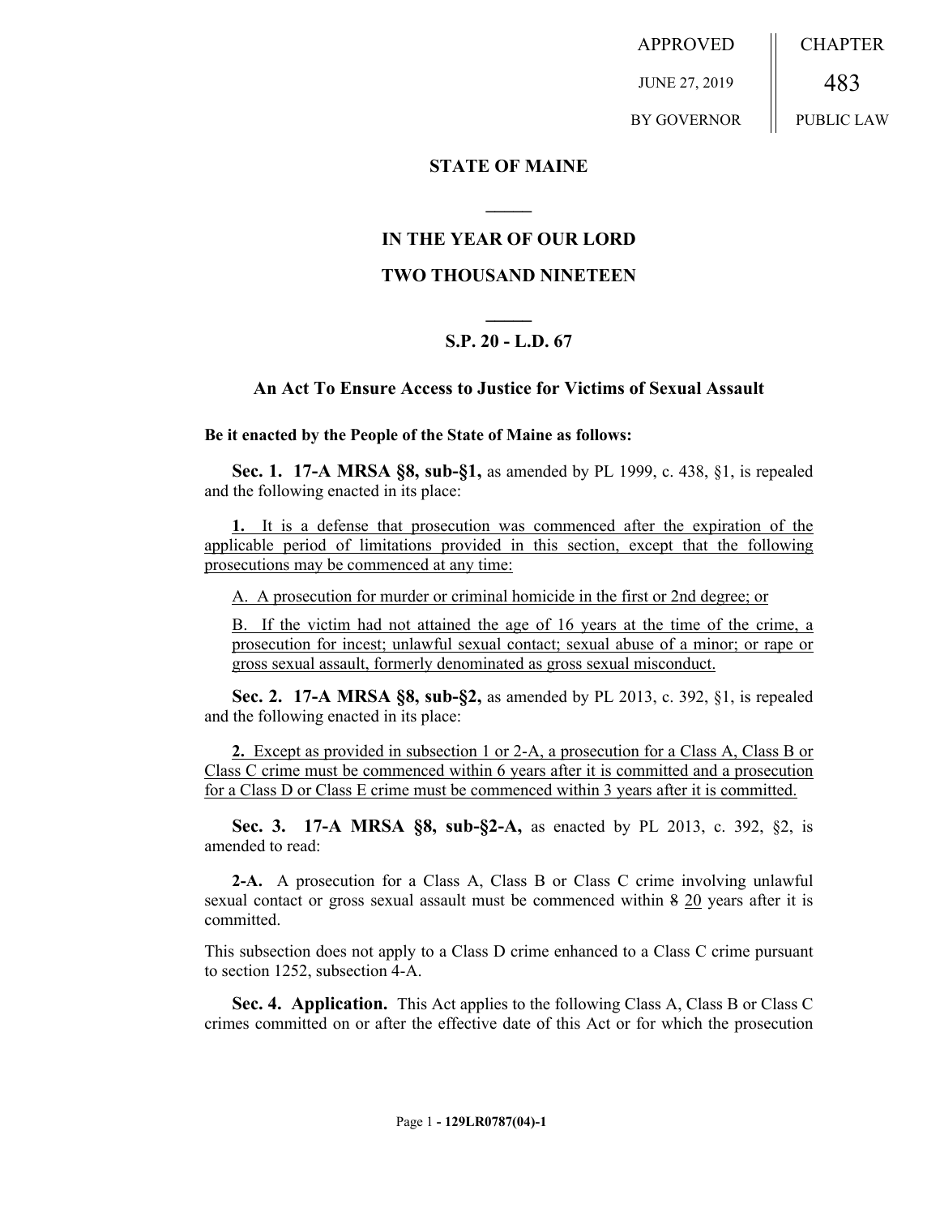APPROVED JUNE 27, 2019 BY GOVERNOR

CHAPTER 483 PUBLIC LAW

# STATE OF MAINE

## IN THE YEAR OF OUR LORD

## TWO THOUSAND NINETEEN

### S.P. 20 - L.D. 67

### An Act To Ensure Access to Justice for Victims of Sexual Assault

**Be it enacted by the People of the State of Maine as follows:**

**Sec. 1. 17-A MRSA §8, sub-§1,** as amended by PL 1999, c. 438, §1, is repealed and the following enacted in its place:

**1.** It is a defense that prosecution was commenced after the expiration of the applicable period of limitations provided in this section, except that the following prosecutions may be commenced at any time:

A. A prosecution for murder or criminal homicide in the first or 2nd degree; or

B. If the victim had not attained the age of 16 years at the time of the crime, a prosecution for incest; unlawful sexual contact; sexual abuse of a minor; or rape or gross sexual assault, formerly denominated as gross sexual misconduct.

**Sec. 2. 17-A MRSA §8, sub-§2,** as amended by PL 2013, c. 392, §1, is repealed and the following enacted in its place:

**2.** Except as provided in subsection 1 or 2-A, a prosecution for a Class A, Class B or Class C crime must be commenced within 6 years after it is committed and a prosecution for a Class D or Class E crime must be commenced within 3 years after it is committed.

**Sec. 3. 17-A MRSA §8, sub-§2-A,** as enacted by PL 2013, c. 392, §2, is amended to read:

**2-A.** A prosecution for a Class A, Class B or Class C crime involving unlawful sexual contact or gross sexual assault must be commenced within ~~8~~ 20 years after it is committed.

This subsection does not apply to a Class D crime enhanced to a Class C crime pursuant to section 1252, subsection 4-A.

**Sec. 4. Application.** This Act applies to the following Class A, Class B or Class C crimes committed on or after the effective date of this Act or for which the prosecution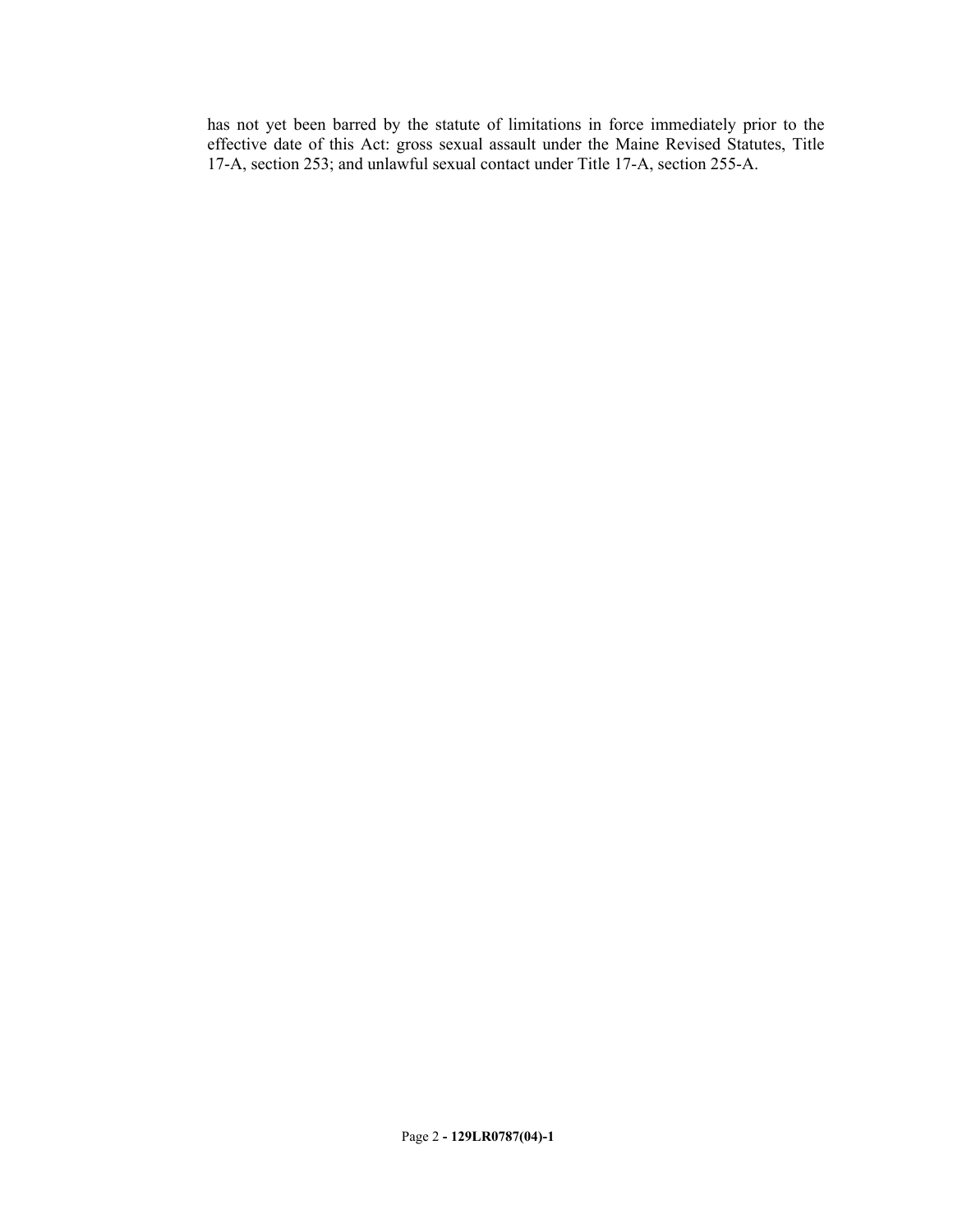has not yet been barred by the statute of limitations in force immediately prior to the effective date of this Act: gross sexual assault under the Maine Revised Statutes, Title 17-A, section 253; and unlawful sexual contact under Title 17-A, section 255-A.